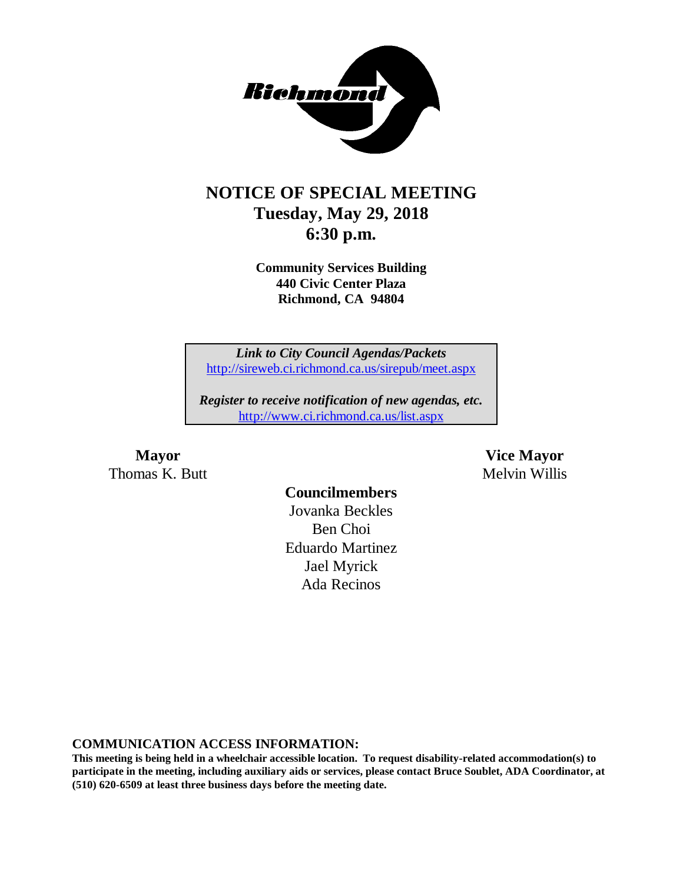# NOTICE OF SPECIAL MEETING
## Tuesday, May 29, 2018
## 6:30 p.m.

**Community Services Building**
**440 Civic Center Plaza**
**Richmond, CA 94804**

***Link to City Council Agendas/Packets***
http://sireweb.ci.richmond.ca.us/sirepub/meet.aspx

***Register to receive notification of new agendas, etc.***
http://www.ci.richmond.ca.us/list.aspx

**Mayor**
Thomas K. Butt

**Vice Mayor**
Melvin Willis

**Councilmembers**
Jovanka Beckles
Ben Choi
Eduardo Martinez
Jael Myrick
Ada Recinos

**COMMUNICATION ACCESS INFORMATION:**

**This meeting is being held in a wheelchair accessible location. To request disability-related accommodation(s) to participate in the meeting, including auxiliary aids or services, please contact Bruce Soublet, ADA Coordinator, at (510) 620-6509 at least three business days before the meeting date.**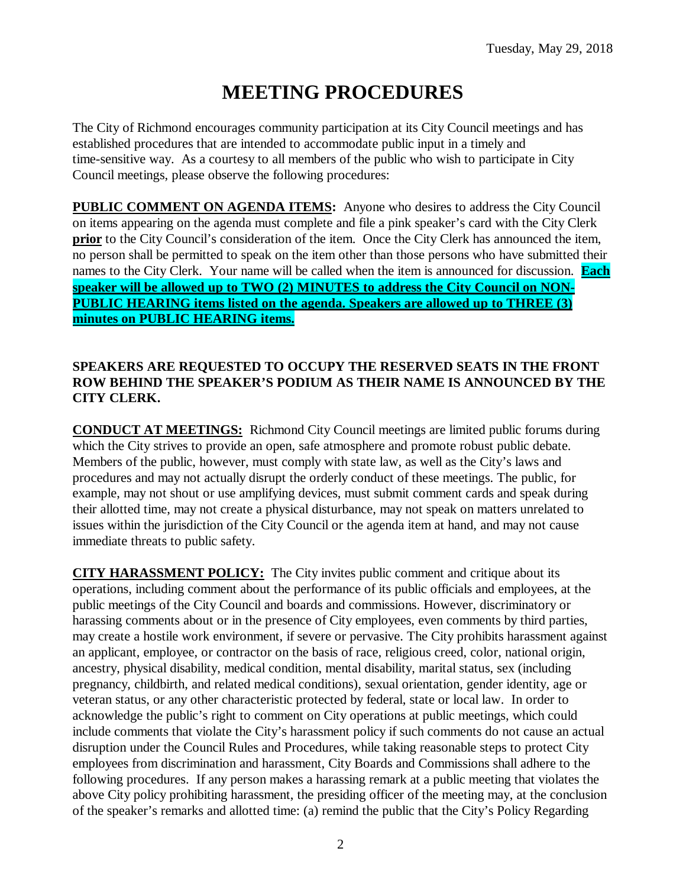Tuesday, May 29, 2018

# MEETING PROCEDURES

The City of Richmond encourages community participation at its City Council meetings and has established procedures that are intended to accommodate public input in a timely and time-sensitive way. As a courtesy to all members of the public who wish to participate in City Council meetings, please observe the following procedures:

**PUBLIC COMMENT ON AGENDA ITEMS:** Anyone who desires to address the City Council on items appearing on the agenda must complete and file a pink speaker's card with the City Clerk **prior** to the City Council's consideration of the item. Once the City Clerk has announced the item, no person shall be permitted to speak on the item other than those persons who have submitted their names to the City Clerk. Your name will be called when the item is announced for discussion. **Each speaker will be allowed up to TWO (2) MINUTES to address the City Council on NON-PUBLIC HEARING items listed on the agenda. Speakers are allowed up to THREE (3) minutes on PUBLIC HEARING items.**

**SPEAKERS ARE REQUESTED TO OCCUPY THE RESERVED SEATS IN THE FRONT ROW BEHIND THE SPEAKER'S PODIUM AS THEIR NAME IS ANNOUNCED BY THE CITY CLERK.**

**CONDUCT AT MEETINGS:** Richmond City Council meetings are limited public forums during which the City strives to provide an open, safe atmosphere and promote robust public debate. Members of the public, however, must comply with state law, as well as the City's laws and procedures and may not actually disrupt the orderly conduct of these meetings. The public, for example, may not shout or use amplifying devices, must submit comment cards and speak during their allotted time, may not create a physical disturbance, may not speak on matters unrelated to issues within the jurisdiction of the City Council or the agenda item at hand, and may not cause immediate threats to public safety.

**CITY HARASSMENT POLICY:** The City invites public comment and critique about its operations, including comment about the performance of its public officials and employees, at the public meetings of the City Council and boards and commissions. However, discriminatory or harassing comments about or in the presence of City employees, even comments by third parties, may create a hostile work environment, if severe or pervasive. The City prohibits harassment against an applicant, employee, or contractor on the basis of race, religious creed, color, national origin, ancestry, physical disability, medical condition, mental disability, marital status, sex (including pregnancy, childbirth, and related medical conditions), sexual orientation, gender identity, age or veteran status, or any other characteristic protected by federal, state or local law. In order to acknowledge the public's right to comment on City operations at public meetings, which could include comments that violate the City's harassment policy if such comments do not cause an actual disruption under the Council Rules and Procedures, while taking reasonable steps to protect City employees from discrimination and harassment, City Boards and Commissions shall adhere to the following procedures. If any person makes a harassing remark at a public meeting that violates the above City policy prohibiting harassment, the presiding officer of the meeting may, at the conclusion of the speaker's remarks and allotted time: (a) remind the public that the City's Policy Regarding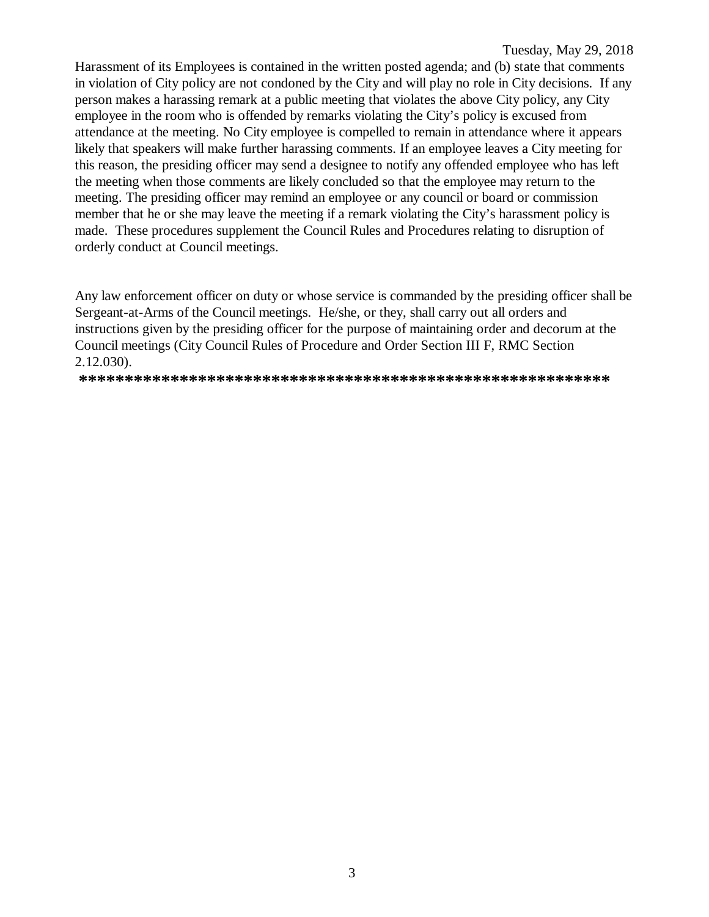Harassment of its Employees is contained in the written posted agenda; and (b) state that comments in violation of City policy are not condoned by the City and will play no role in City decisions. If any person makes a harassing remark at a public meeting that violates the above City policy, any City employee in the room who is offended by remarks violating the City's policy is excused from attendance at the meeting. No City employee is compelled to remain in attendance where it appears likely that speakers will make further harassing comments. If an employee leaves a City meeting for this reason, the presiding officer may send a designee to notify any offended employee who has left the meeting when those comments are likely concluded so that the employee may return to the meeting. The presiding officer may remind an employee or any council or board or commission member that he or she may leave the meeting if a remark violating the City's harassment policy is made. These procedures supplement the Council Rules and Procedures relating to disruption of orderly conduct at Council meetings.

Any law enforcement officer on duty or whose service is commanded by the presiding officer shall be Sergeant-at-Arms of the Council meetings. He/she, or they, shall carry out all orders and instructions given by the presiding officer for the purpose of maintaining order and decorum at the Council meetings (City Council Rules of Procedure and Order Section III F, RMC Section 2.12.030).

**************************************************************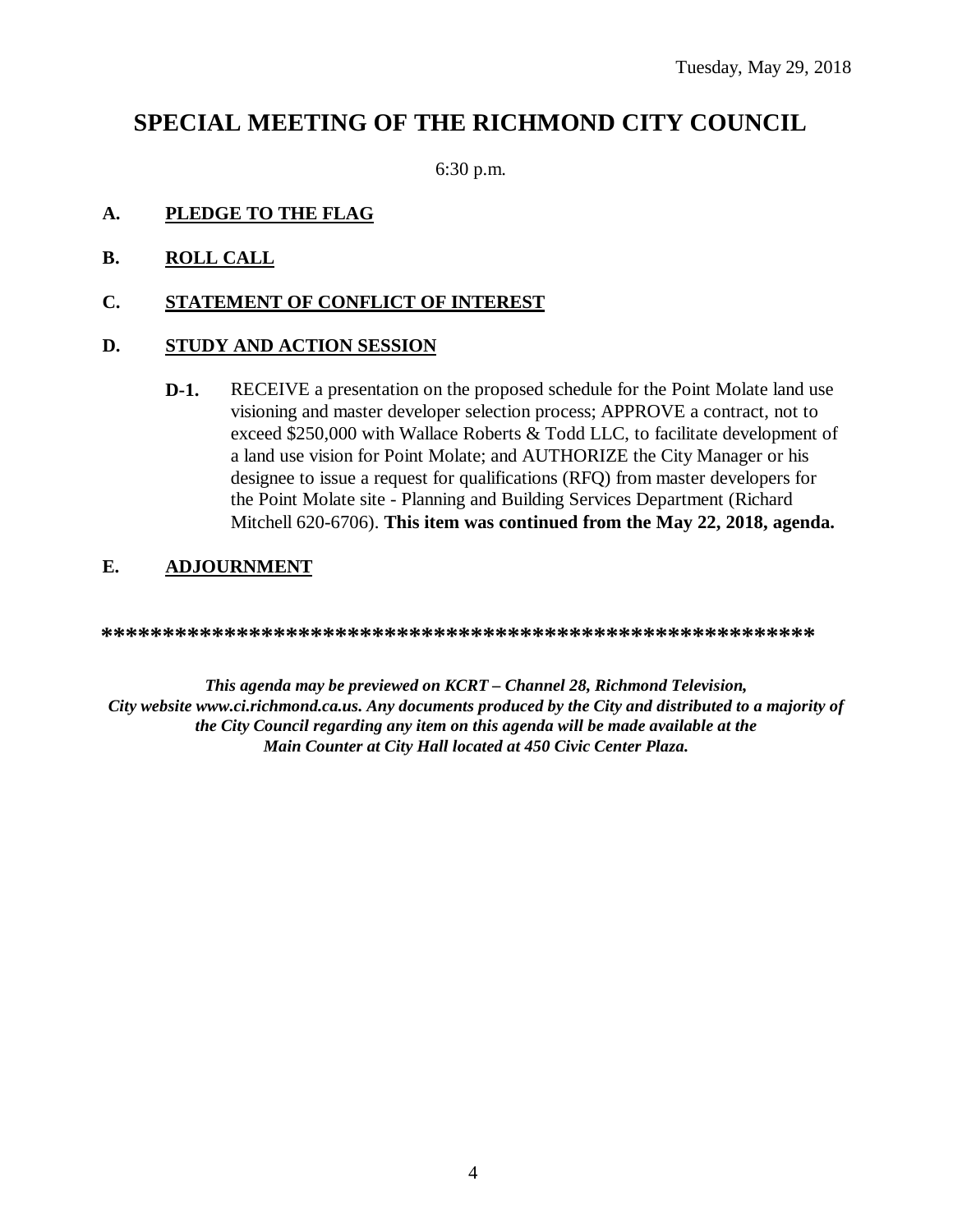Tuesday, May 29, 2018

# SPECIAL MEETING OF THE RICHMOND CITY COUNCIL

6:30 p.m.

**A. PLEDGE TO THE FLAG**

**B. ROLL CALL**

**C. STATEMENT OF CONFLICT OF INTEREST**

**D. STUDY AND ACTION SESSION**

**D-1.** RECEIVE a presentation on the proposed schedule for the Point Molate land use visioning and master developer selection process; APPROVE a contract, not to exceed $250,000 with Wallace Roberts & Todd LLC, to facilitate development of a land use vision for Point Molate; and AUTHORIZE the City Manager or his designee to issue a request for qualifications (RFQ) from master developers for the Point Molate site - Planning and Building Services Department (Richard Mitchell 620-6706). **This item was continued from the May 22, 2018, agenda.**

**E. ADJOURNMENT**

**\*\*\*\*\*\*\*\*\*\*\*\*\*\*\*\*\*\*\*\*\*\*\*\*\*\*\*\*\*\*\*\*\*\*\*\*\*\*\*\*\*\*\*\*\*\*\*\*\*\*\*\*\*\*\*\*\*\*\*\*\***

***This agenda may be previewed on KCRT – Channel 28, Richmond Television, City website www.ci.richmond.ca.us. Any documents produced by the City and distributed to a majority of the City Council regarding any item on this agenda will be made available at the Main Counter at City Hall located at 450 Civic Center Plaza.***